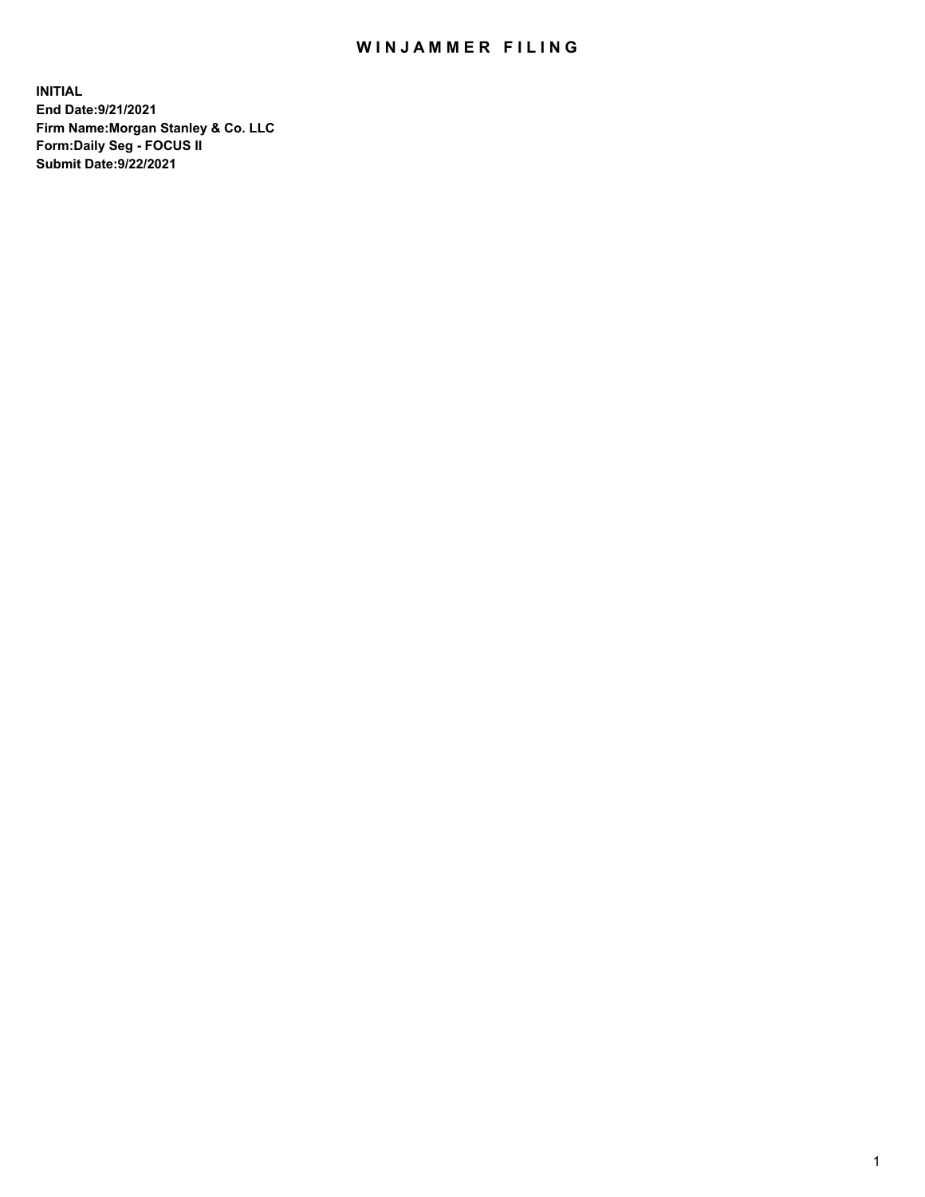# WINJAMMER FILING

**INITIAL**
**End Date:9/21/2021**
**Firm Name:Morgan Stanley & Co. LLC**
**Form:Daily Seg - FOCUS II**
**Submit Date:9/22/2021**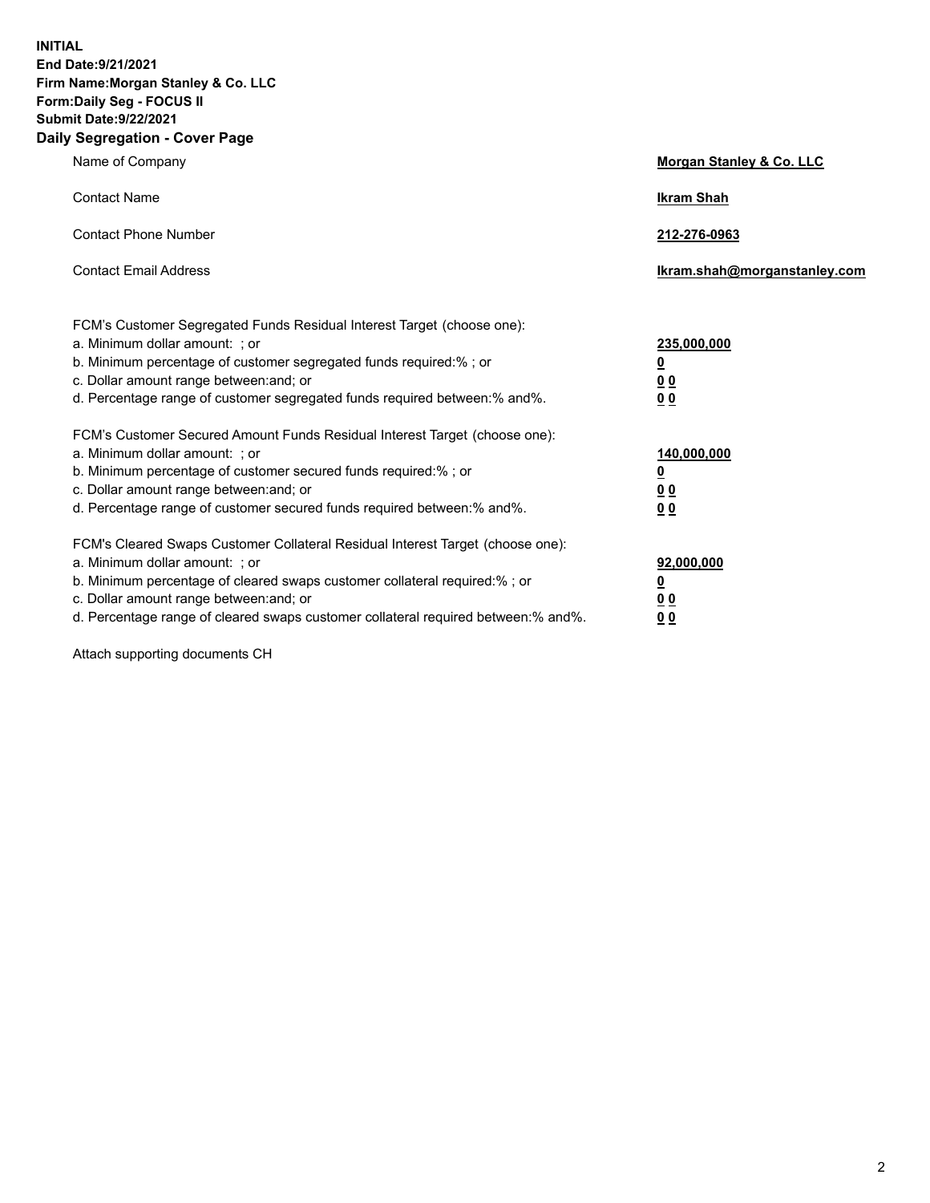**INITIAL**
**End Date:9/21/2021**
**Firm Name:Morgan Stanley & Co. LLC**
**Form:Daily Seg - FOCUS II**
**Submit Date:9/22/2021**

**Daily Segregation - Cover Page**

| | |
|---|---|
| Name of Company | **Morgan Stanley & Co. LLC** |
| Contact Name | **Ikram Shah** |
| Contact Phone Number | **212-276-0963** |
| Contact Email Address | **Ikram.shah@morganstanley.com** |

| | |
|---|---|
| FCM's Customer Segregated Funds Residual Interest Target (choose one): | |
| a. Minimum dollar amount: ; or | **235,000,000** |
| b. Minimum percentage of customer segregated funds required:% ; or | **0** |
| c. Dollar amount range between:and; or | **0 0** |
| d. Percentage range of customer segregated funds required between:% and%. | **0 0** |
| FCM's Customer Secured Amount Funds Residual Interest Target (choose one): | |
| a. Minimum dollar amount: ; or | **140,000,000** |
| b. Minimum percentage of customer secured funds required:% ; or | **0** |
| c. Dollar amount range between:and; or | **0 0** |
| d. Percentage range of customer secured funds required between:% and%. | **0 0** |
| FCM's Cleared Swaps Customer Collateral Residual Interest Target (choose one): | |
| a. Minimum dollar amount: ; or | **92,000,000** |
| b. Minimum percentage of cleared swaps customer collateral required:% ; or | **0** |
| c. Dollar amount range between:and; or | **0 0** |
| d. Percentage range of cleared swaps customer collateral required between:% and%. | **0 0** |

Attach supporting documents CH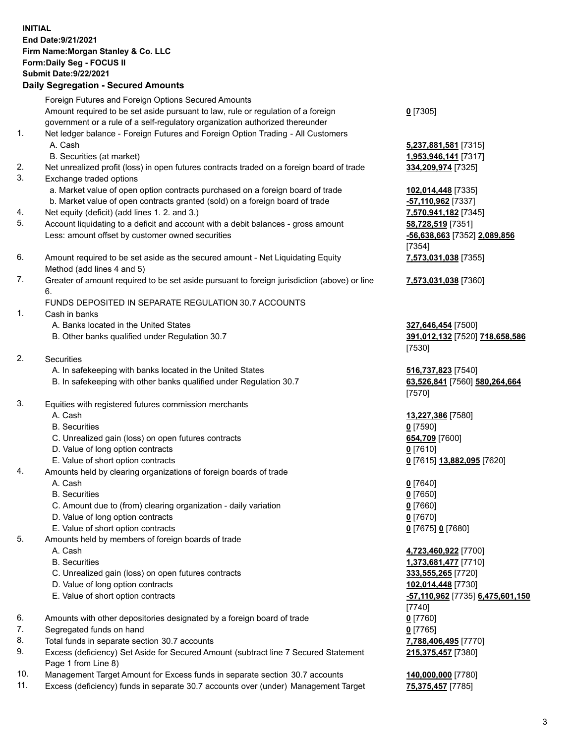**INITIAL**
**End Date:9/21/2021**
**Firm Name:Morgan Stanley & Co. LLC**
**Form:Daily Seg - FOCUS II**
**Submit Date:9/22/2021**

## Daily Segregation - Secured Amounts

| | | |
|---|---|---|
| | Foreign Futures and Foreign Options Secured Amounts | |
| | Amount required to be set aside pursuant to law, rule or regulation of a foreign government or a rule of a self-regulatory organization authorized thereunder | **0** [7305] |
| 1. | Net ledger balance - Foreign Futures and Foreign Option Trading - All Customers | |
| | A. Cash | **5,237,881,581** [7315] |
| | B. Securities (at market) | **1,953,946,141** [7317] |
| 2. | Net unrealized profit (loss) in open futures contracts traded on a foreign board of trade | **334,209,974** [7325] |
| 3. | Exchange traded options | |
| | a. Market value of open option contracts purchased on a foreign board of trade | **102,014,448** [7335] |
| | b. Market value of open contracts granted (sold) on a foreign board of trade | **-57,110,962** [7337] |
| 4. | Net equity (deficit) (add lines 1. 2. and 3.) | **7,570,941,182** [7345] |
| 5. | Account liquidating to a deficit and account with a debit balances - gross amount | **58,728,519** [7351] |
| | Less: amount offset by customer owned securities | **-56,638,663** [7352] **2,089,856** [7354] |
| 6. | Amount required to be set aside as the secured amount - Net Liquidating Equity Method (add lines 4 and 5) | **7,573,031,038** [7355] |
| 7. | Greater of amount required to be set aside pursuant to foreign jurisdiction (above) or line 6. | **7,573,031,038** [7360] |
| | FUNDS DEPOSITED IN SEPARATE REGULATION 30.7 ACCOUNTS | |
| 1. | Cash in banks | |
| | A. Banks located in the United States | **327,646,454** [7500] |
| | B. Other banks qualified under Regulation 30.7 | **391,012,132** [7520] **718,658,586** [7530] |
| 2. | Securities | |
| | A. In safekeeping with banks located in the United States | **516,737,823** [7540] |
| | B. In safekeeping with other banks qualified under Regulation 30.7 | **63,526,841** [7560] **580,264,664** [7570] |
| 3. | Equities with registered futures commission merchants | |
| | A. Cash | **13,227,386** [7580] |
| | B. Securities | **0** [7590] |
| | C. Unrealized gain (loss) on open futures contracts | **654,709** [7600] |
| | D. Value of long option contracts | **0** [7610] |
| | E. Value of short option contracts | **0** [7615] **13,882,095** [7620] |
| 4. | Amounts held by clearing organizations of foreign boards of trade | |
| | A. Cash | **0** [7640] |
| | B. Securities | **0** [7650] |
| | C. Amount due to (from) clearing organization - daily variation | **0** [7660] |
| | D. Value of long option contracts | **0** [7670] |
| | E. Value of short option contracts | **0** [7675] **0** [7680] |
| 5. | Amounts held by members of foreign boards of trade | |
| | A. Cash | **4,723,460,922** [7700] |
| | B. Securities | **1,373,681,477** [7710] |
| | C. Unrealized gain (loss) on open futures contracts | **333,555,265** [7720] |
| | D. Value of long option contracts | **102,014,448** [7730] |
| | E. Value of short option contracts | **-57,110,962** [7735] **6,475,601,150** [7740] |
| 6. | Amounts with other depositories designated by a foreign board of trade | **0** [7760] |
| 7. | Segregated funds on hand | **0** [7765] |
| 8. | Total funds in separate section 30.7 accounts | **7,788,406,495** [7770] |
| 9. | Excess (deficiency) Set Aside for Secured Amount (subtract line 7 Secured Statement Page 1 from Line 8) | **215,375,457** [7380] |
| 10. | Management Target Amount for Excess funds in separate section 30.7 accounts | **140,000,000** [7780] |
| 11. | Excess (deficiency) funds in separate 30.7 accounts over (under) Management Target | **75,375,457** [7785] |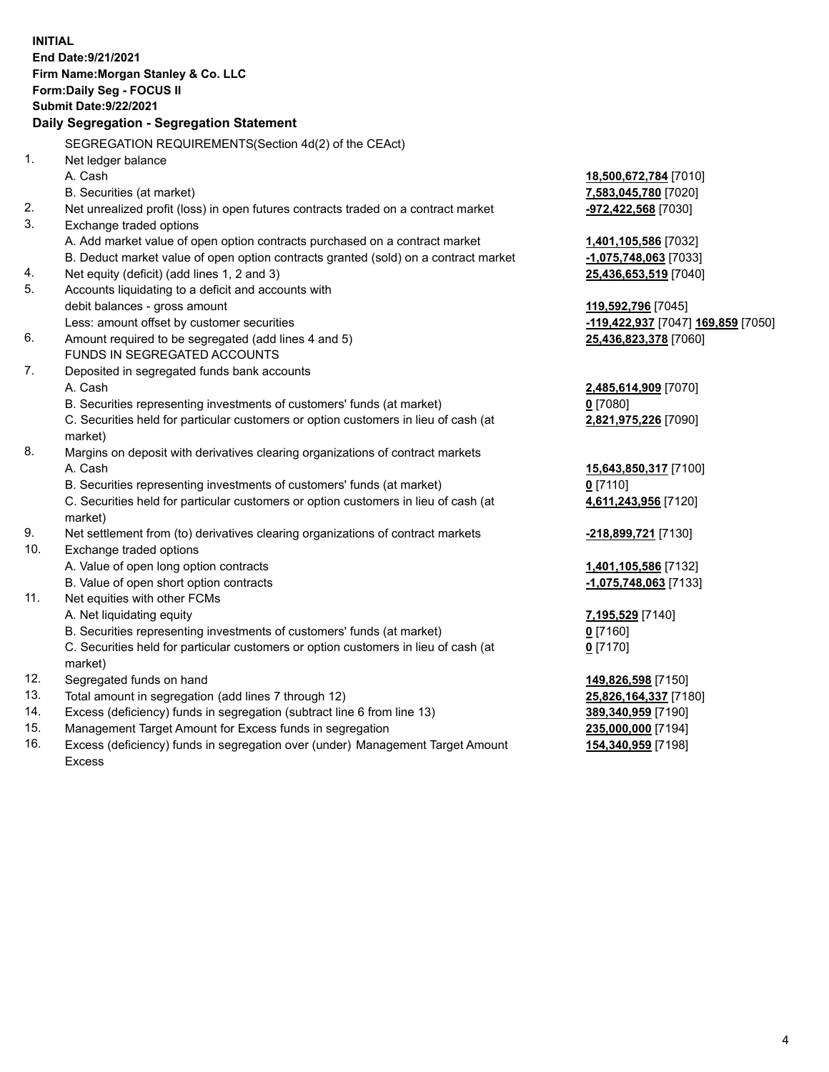**INITIAL**
**End Date:9/21/2021**
**Firm Name:Morgan Stanley & Co. LLC**
**Form:Daily Seg - FOCUS II**
**Submit Date:9/22/2021**

**Daily Segregation - Segregation Statement**

| | | |
|---|---|---|
| | SEGREGATION REQUIREMENTS(Section 4d(2) of the CEAct) | |
| 1. | Net ledger balance | |
| | A. Cash | **18,500,672,784** [7010] |
| | B. Securities (at market) | **7,583,045,780** [7020] |
| 2. | Net unrealized profit (loss) in open futures contracts traded on a contract market | **-972,422,568** [7030] |
| 3. | Exchange traded options | |
| | A. Add market value of open option contracts purchased on a contract market | **1,401,105,586** [7032] |
| | B. Deduct market value of open option contracts granted (sold) on a contract market | **-1,075,748,063** [7033] |
| 4. | Net equity (deficit) (add lines 1, 2 and 3) | **25,436,653,519** [7040] |
| 5. | Accounts liquidating to a deficit and accounts with | |
| | debit balances - gross amount | **119,592,796** [7045] |
| | Less: amount offset by customer securities | **-119,422,937** [7047] **169,859** [7050] |
| 6. | Amount required to be segregated (add lines 4 and 5) | **25,436,823,378** [7060] |
| | FUNDS IN SEGREGATED ACCOUNTS | |
| 7. | Deposited in segregated funds bank accounts | |
| | A. Cash | **2,485,614,909** [7070] |
| | B. Securities representing investments of customers' funds (at market) | **0** [7080] |
| | C. Securities held for particular customers or option customers in lieu of cash (at market) | **2,821,975,226** [7090] |
| 8. | Margins on deposit with derivatives clearing organizations of contract markets | |
| | A. Cash | **15,643,850,317** [7100] |
| | B. Securities representing investments of customers' funds (at market) | **0** [7110] |
| | C. Securities held for particular customers or option customers in lieu of cash (at market) | **4,611,243,956** [7120] |
| 9. | Net settlement from (to) derivatives clearing organizations of contract markets | **-218,899,721** [7130] |
| 10. | Exchange traded options | |
| | A. Value of open long option contracts | **1,401,105,586** [7132] |
| | B. Value of open short option contracts | **-1,075,748,063** [7133] |
| 11. | Net equities with other FCMs | |
| | A. Net liquidating equity | **7,195,529** [7140] |
| | B. Securities representing investments of customers' funds (at market) | **0** [7160] |
| | C. Securities held for particular customers or option customers in lieu of cash (at market) | **0** [7170] |
| 12. | Segregated funds on hand | **149,826,598** [7150] |
| 13. | Total amount in segregation (add lines 7 through 12) | **25,826,164,337** [7180] |
| 14. | Excess (deficiency) funds in segregation (subtract line 6 from line 13) | **389,340,959** [7190] |
| 15. | Management Target Amount for Excess funds in segregation | **235,000,000** [7194] |
| 16. | Excess (deficiency) funds in segregation over (under) Management Target Amount Excess | **154,340,959** [7198] |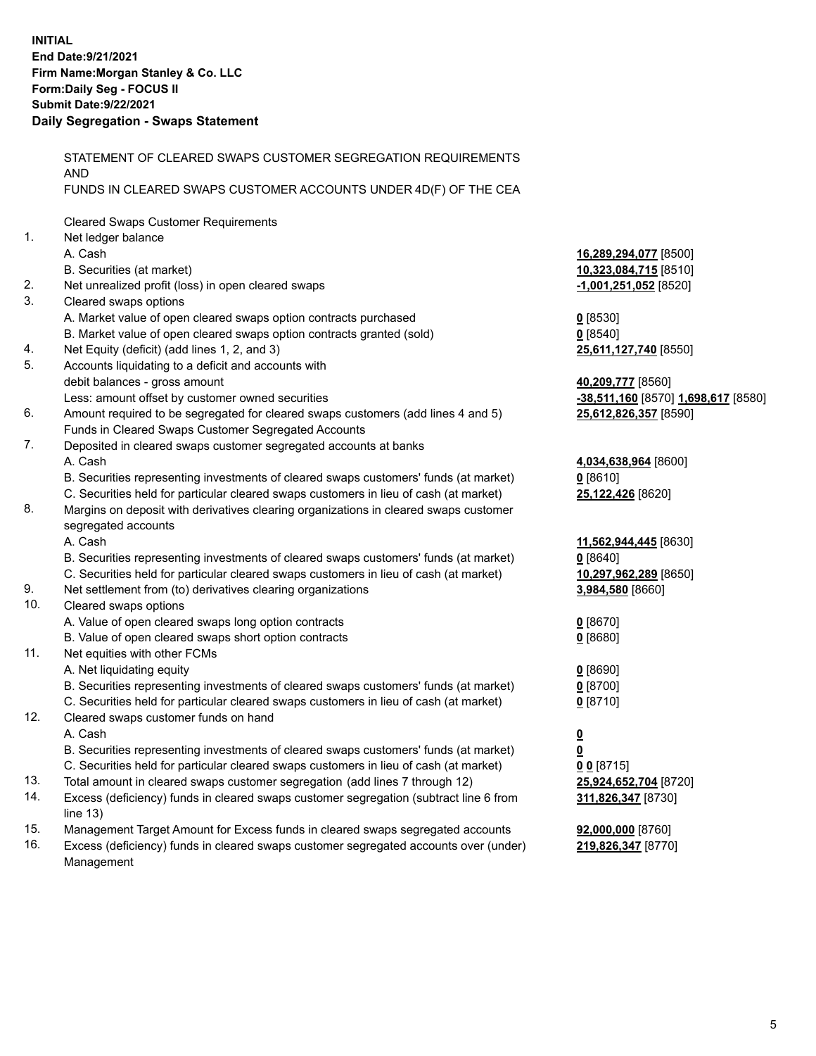**INITIAL**
**End Date:9/21/2021**
**Firm Name:Morgan Stanley & Co. LLC**
**Form:Daily Seg - FOCUS II**
**Submit Date:9/22/2021**
**Daily Segregation - Swaps Statement**

STATEMENT OF CLEARED SWAPS CUSTOMER SEGREGATION REQUIREMENTS AND FUNDS IN CLEARED SWAPS CUSTOMER ACCOUNTS UNDER 4D(F) OF THE CEA

| | | |
|---|---|---|
| | Cleared Swaps Customer Requirements | |
| 1. | Net ledger balance | |
| | A. Cash | **16,289,294,077** [8500] |
| | B. Securities (at market) | **10,323,084,715** [8510] |
| 2. | Net unrealized profit (loss) in open cleared swaps | **-1,001,251,052** [8520] |
| 3. | Cleared swaps options | |
| | A. Market value of open cleared swaps option contracts purchased | **0** [8530] |
| | B. Market value of open cleared swaps option contracts granted (sold) | **0** [8540] |
| 4. | Net Equity (deficit) (add lines 1, 2, and 3) | **25,611,127,740** [8550] |
| 5. | Accounts liquidating to a deficit and accounts with debit balances - gross amount | **40,209,777** [8560] |
| | Less: amount offset by customer owned securities | **-38,511,160** [8570] **1,698,617** [8580] |
| 6. | Amount required to be segregated for cleared swaps customers (add lines 4 and 5) | **25,612,826,357** [8590] |
| | Funds in Cleared Swaps Customer Segregated Accounts | |
| 7. | Deposited in cleared swaps customer segregated accounts at banks | |
| | A. Cash | **4,034,638,964** [8600] |
| | B. Securities representing investments of cleared swaps customers' funds (at market) | **0** [8610] |
| | C. Securities held for particular cleared swaps customers in lieu of cash (at market) | **25,122,426** [8620] |
| 8. | Margins on deposit with derivatives clearing organizations in cleared swaps customer segregated accounts | |
| | A. Cash | **11,562,944,445** [8630] |
| | B. Securities representing investments of cleared swaps customers' funds (at market) | **0** [8640] |
| | C. Securities held for particular cleared swaps customers in lieu of cash (at market) | **10,297,962,289** [8650] |
| 9. | Net settlement from (to) derivatives clearing organizations | **3,984,580** [8660] |
| 10. | Cleared swaps options | |
| | A. Value of open cleared swaps long option contracts | **0** [8670] |
| | B. Value of open cleared swaps short option contracts | **0** [8680] |
| 11. | Net equities with other FCMs | |
| | A. Net liquidating equity | **0** [8690] |
| | B. Securities representing investments of cleared swaps customers' funds (at market) | **0** [8700] |
| | C. Securities held for particular cleared swaps customers in lieu of cash (at market) | **0** [8710] |
| 12. | Cleared swaps customer funds on hand | |
| | A. Cash | **0** |
| | B. Securities representing investments of cleared swaps customers' funds (at market) | **0** |
| | C. Securities held for particular cleared swaps customers in lieu of cash (at market) | **0** **0** [8715] |
| 13. | Total amount in cleared swaps customer segregation (add lines 7 through 12) | **25,924,652,704** [8720] |
| 14. | Excess (deficiency) funds in cleared swaps customer segregation (subtract line 6 from line 13) | **311,826,347** [8730] |
| 15. | Management Target Amount for Excess funds in cleared swaps segregated accounts | **92,000,000** [8760] |
| 16. | Excess (deficiency) funds in cleared swaps customer segregated accounts over (under) Management | **219,826,347** [8770] |